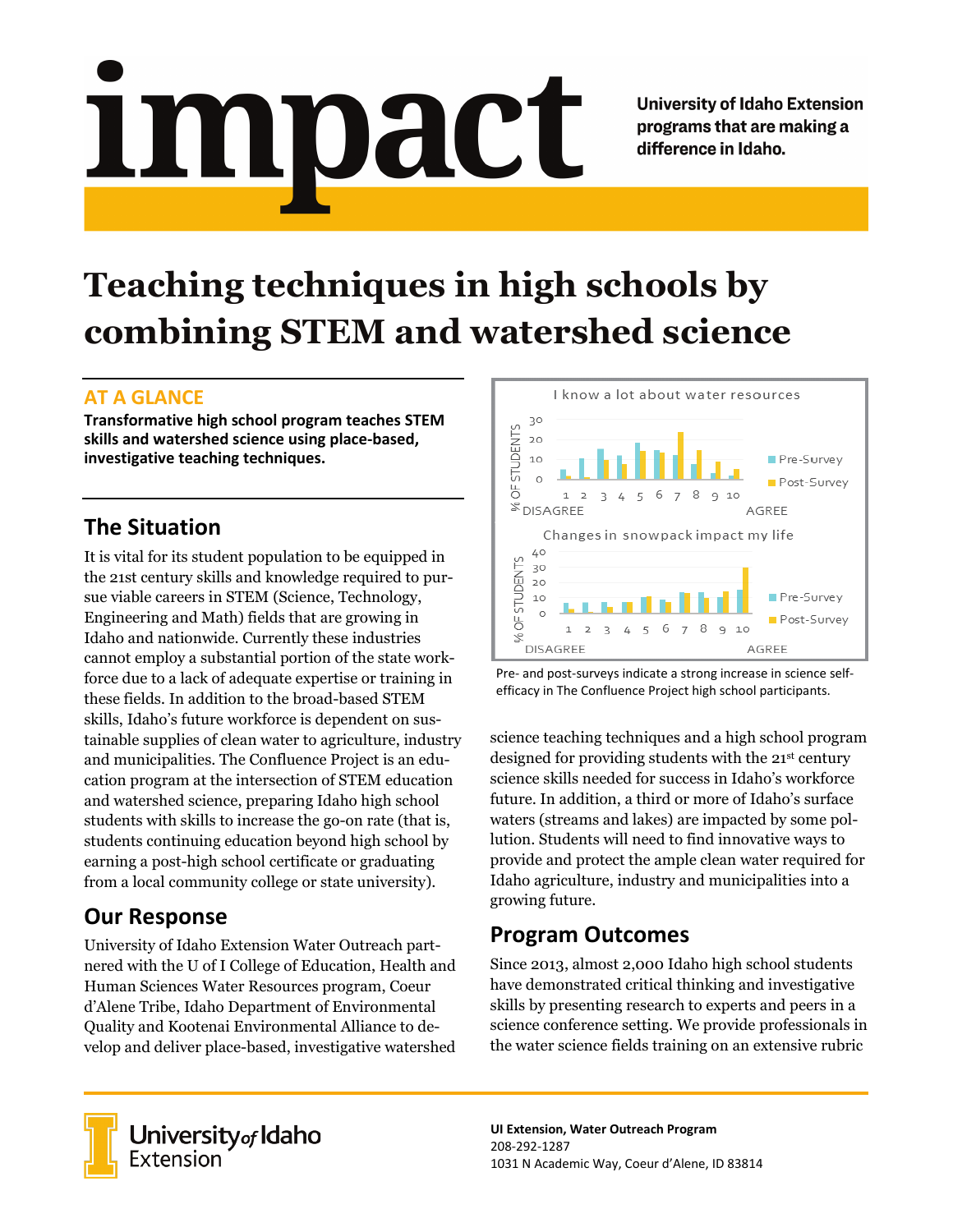# impact

University of Idaho Extension programs that are making a difference in Idaho.

# Teaching techniques in high schools by combining STEM and watershed science

## AT A GLANCE

**Transformative high school program teaches STEM skills and watershed science using place-based, investigative teaching techniques.**

## The Situation

It is vital for its student population to be equipped in the 21st century skills and knowledge required to pursue viable careers in STEM (Science, Technology, Engineering and Math) fields that are growing in Idaho and nationwide. Currently these industries cannot employ a substantial portion of the state workforce due to a lack of adequate expertise or training in these fields. In addition to the broad-based STEM skills, Idaho's future workforce is dependent on sustainable supplies of clean water to agriculture, industry and municipalities. The Confluence Project is an education program at the intersection of STEM education and watershed science, preparing Idaho high school students with skills to increase the go-on rate (that is, students continuing education beyond high school by earning a post-high school certificate or graduating from a local community college or state university).

## Our Response

University of Idaho Extension Water Outreach partnered with the U of I College of Education, Health and Human Sciences Water Resources program, Coeur d'Alene Tribe, Idaho Department of Environmental Quality and Kootenai Environmental Alliance to develop and deliver place-based, investigative watershed science teaching techniques and a high school program designed for providing students with the 21st century science skills needed for success in Idaho's workforce future. In addition, a third or more of Idaho's surface waters (streams and lakes) are impacted by some pollution. Students will need to find innovative ways to provide and protect the ample clean water required for Idaho agriculture, industry and municipalities into a growing future.

Pre- and post-surveys indicate a strong increase in science self-efficacy in The Confluence Project high school participants.

## Program Outcomes

Since 2013, almost 2,000 Idaho high school students have demonstrated critical thinking and investigative skills by presenting research to experts and peers in a science conference setting. We provide professionals in the water science fields training on an extensive rubric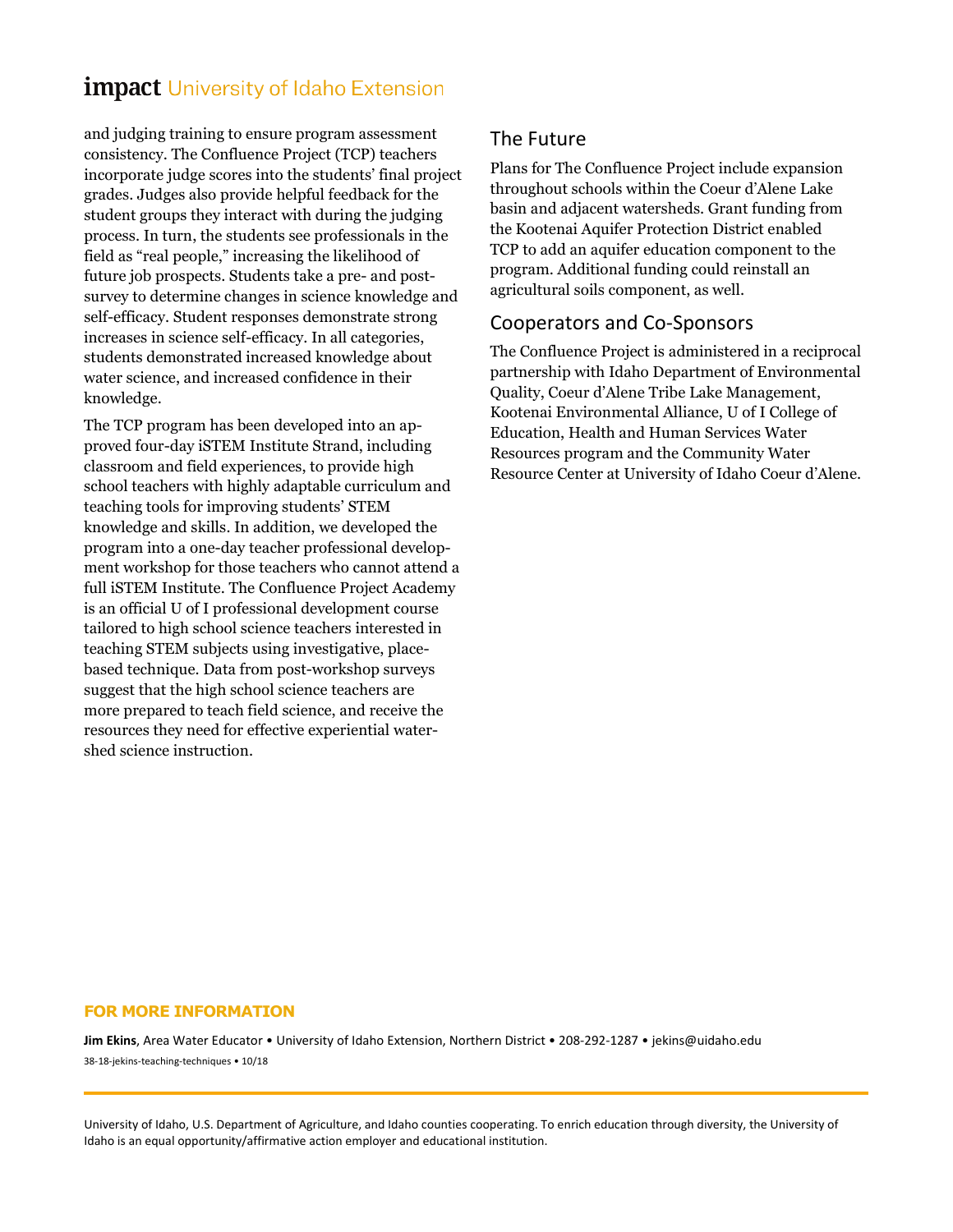and judging training to ensure program assessment consistency. The Confluence Project (TCP) teachers incorporate judge scores into the students' final project grades. Judges also provide helpful feedback for the student groups they interact with during the judging process. In turn, the students see professionals in the field as "real people," increasing the likelihood of future job prospects. Students take a pre- and post-survey to determine changes in science knowledge and self-efficacy. Student responses demonstrate strong increases in science self-efficacy. In all categories, students demonstrated increased knowledge about water science, and increased confidence in their knowledge.

The TCP program has been developed into an approved four-day iSTEM Institute Strand, including classroom and field experiences, to provide high school teachers with highly adaptable curriculum and teaching tools for improving students' STEM knowledge and skills. In addition, we developed the program into a one-day teacher professional development workshop for those teachers who cannot attend a full iSTEM Institute. The Confluence Project Academy is an official U of I professional development course tailored to high school science teachers interested in teaching STEM subjects using investigative, place-based technique. Data from post-workshop surveys suggest that the high school science teachers are more prepared to teach field science, and receive the resources they need for effective experiential watershed science instruction.

## The Future

Plans for The Confluence Project include expansion throughout schools within the Coeur d'Alene Lake basin and adjacent watersheds. Grant funding from the Kootenai Aquifer Protection District enabled TCP to add an aquifer education component to the program. Additional funding could reinstall an agricultural soils component, as well.

## Cooperators and Co-Sponsors

The Confluence Project is administered in a reciprocal partnership with Idaho Department of Environmental Quality, Coeur d'Alene Tribe Lake Management, Kootenai Environmental Alliance, U of I College of Education, Health and Human Services Water Resources program and the Community Water Resource Center at University of Idaho Coeur d'Alene.

## FOR MORE INFORMATION

**Jim Ekins**, Area Water Educator • University of Idaho Extension, Northern District • 208-292-1287 • jekins@uidaho.edu

38-18-jekins-teaching-techniques • 10/18

University of Idaho, U.S. Department of Agriculture, and Idaho counties cooperating. To enrich education through diversity, the University of Idaho is an equal opportunity/affirmative action employer and educational institution.